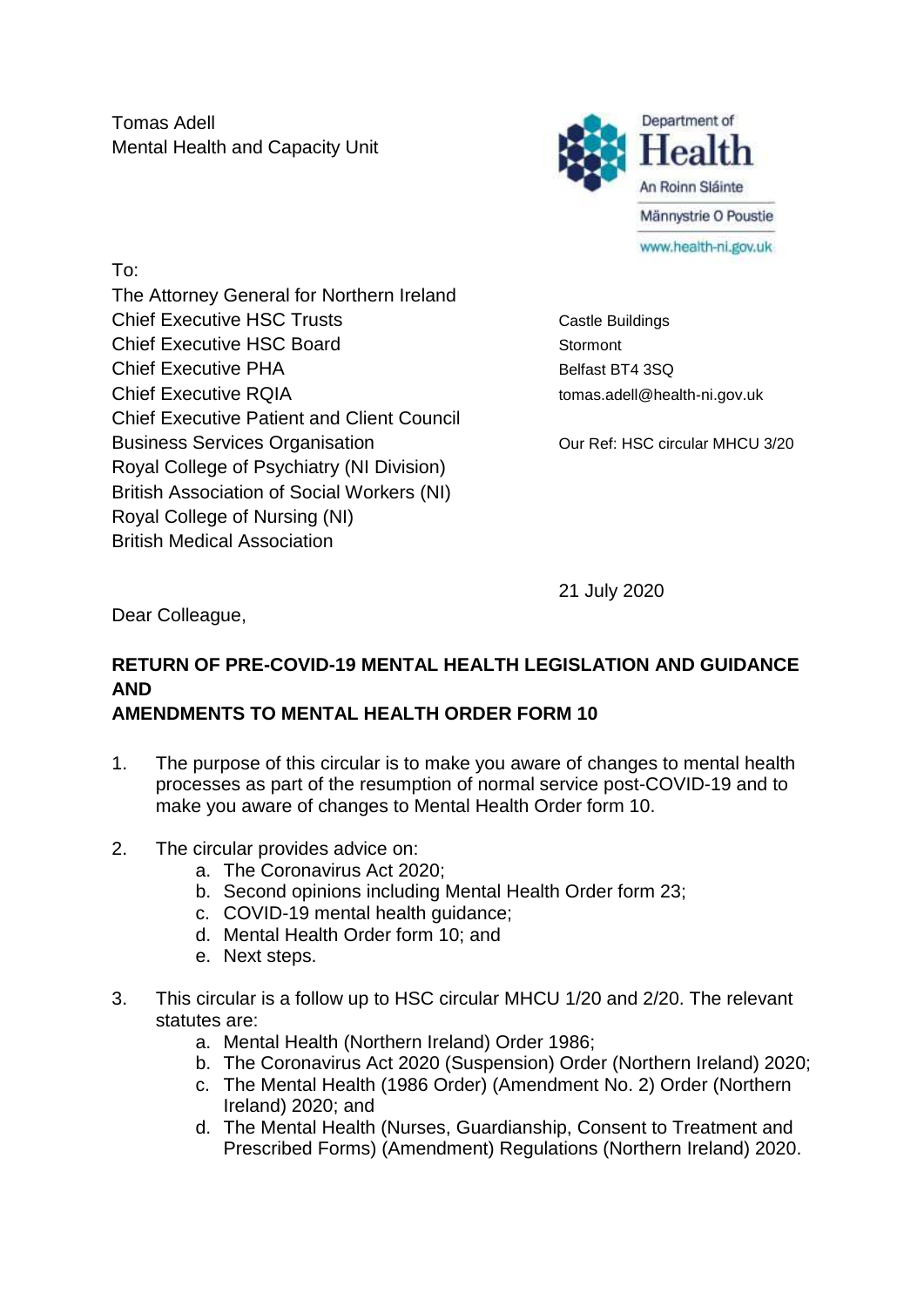Tomas Adell
Mental Health and Capacity Unit

Department of Health
An Roinn Sláinte
Männystrie O Poustie
www.health-ni.gov.uk

To:
The Attorney General for Northern Ireland
Chief Executive HSC Trusts
Chief Executive HSC Board
Chief Executive PHA
Chief Executive RQIA
Chief Executive Patient and Client Council
Business Services Organisation
Royal College of Psychiatry (NI Division)
British Association of Social Workers (NI)
Royal College of Nursing (NI)
British Medical Association

Castle Buildings
Stormont
Belfast BT4 3SQ
tomas.adell@health-ni.gov.uk

Our Ref: HSC circular MHCU 3/20

21 July 2020

Dear Colleague,

**RETURN OF PRE-COVID-19 MENTAL HEALTH LEGISLATION AND GUIDANCE AND**
**AMENDMENTS TO MENTAL HEALTH ORDER FORM 10**

1. The purpose of this circular is to make you aware of changes to mental health processes as part of the resumption of normal service post-COVID-19 and to make you aware of changes to Mental Health Order form 10.

2. The circular provides advice on:
   a. The Coronavirus Act 2020;
   b. Second opinions including Mental Health Order form 23;
   c. COVID-19 mental health guidance;
   d. Mental Health Order form 10; and
   e. Next steps.

3. This circular is a follow up to HSC circular MHCU 1/20 and 2/20. The relevant statutes are:
   a. Mental Health (Northern Ireland) Order 1986;
   b. The Coronavirus Act 2020 (Suspension) Order (Northern Ireland) 2020;
   c. The Mental Health (1986 Order) (Amendment No. 2) Order (Northern Ireland) 2020; and
   d. The Mental Health (Nurses, Guardianship, Consent to Treatment and Prescribed Forms) (Amendment) Regulations (Northern Ireland) 2020.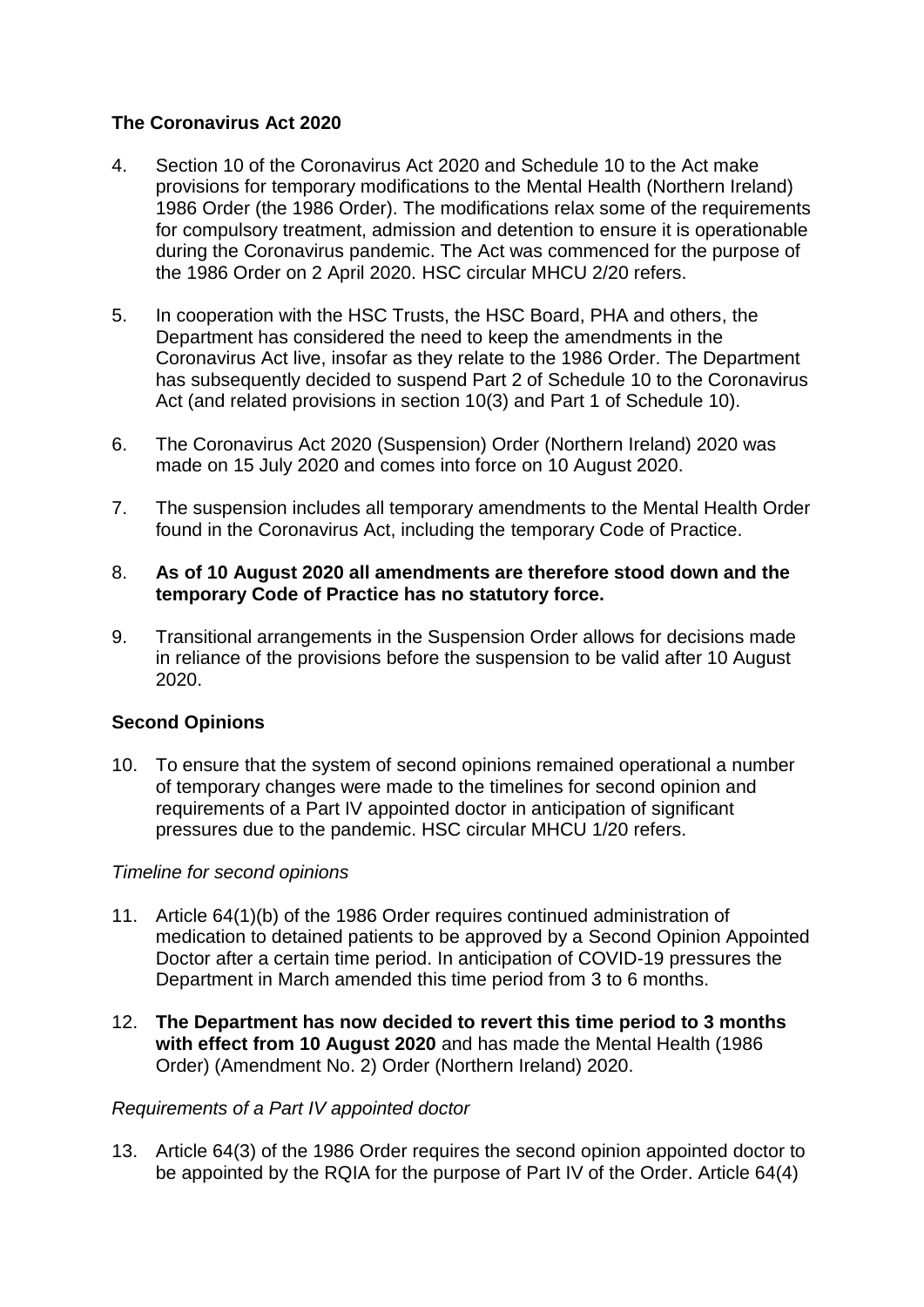## The Coronavirus Act 2020

4. Section 10 of the Coronavirus Act 2020 and Schedule 10 to the Act make provisions for temporary modifications to the Mental Health (Northern Ireland) 1986 Order (the 1986 Order). The modifications relax some of the requirements for compulsory treatment, admission and detention to ensure it is operationable during the Coronavirus pandemic. The Act was commenced for the purpose of the 1986 Order on 2 April 2020. HSC circular MHCU 2/20 refers.

5. In cooperation with the HSC Trusts, the HSC Board, PHA and others, the Department has considered the need to keep the amendments in the Coronavirus Act live, insofar as they relate to the 1986 Order. The Department has subsequently decided to suspend Part 2 of Schedule 10 to the Coronavirus Act (and related provisions in section 10(3) and Part 1 of Schedule 10).

6. The Coronavirus Act 2020 (Suspension) Order (Northern Ireland) 2020 was made on 15 July 2020 and comes into force on 10 August 2020.

7. The suspension includes all temporary amendments to the Mental Health Order found in the Coronavirus Act, including the temporary Code of Practice.

8. **As of 10 August 2020 all amendments are therefore stood down and the temporary Code of Practice has no statutory force.**

9. Transitional arrangements in the Suspension Order allows for decisions made in reliance of the provisions before the suspension to be valid after 10 August 2020.

## Second Opinions

10. To ensure that the system of second opinions remained operational a number of temporary changes were made to the timelines for second opinion and requirements of a Part IV appointed doctor in anticipation of significant pressures due to the pandemic. HSC circular MHCU 1/20 refers.

### *Timeline for second opinions*

11. Article 64(1)(b) of the 1986 Order requires continued administration of medication to detained patients to be approved by a Second Opinion Appointed Doctor after a certain time period. In anticipation of COVID-19 pressures the Department in March amended this time period from 3 to 6 months.

12. **The Department has now decided to revert this time period to 3 months with effect from 10 August 2020** and has made the Mental Health (1986 Order) (Amendment No. 2) Order (Northern Ireland) 2020.

### *Requirements of a Part IV appointed doctor*

13. Article 64(3) of the 1986 Order requires the second opinion appointed doctor to be appointed by the RQIA for the purpose of Part IV of the Order. Article 64(4)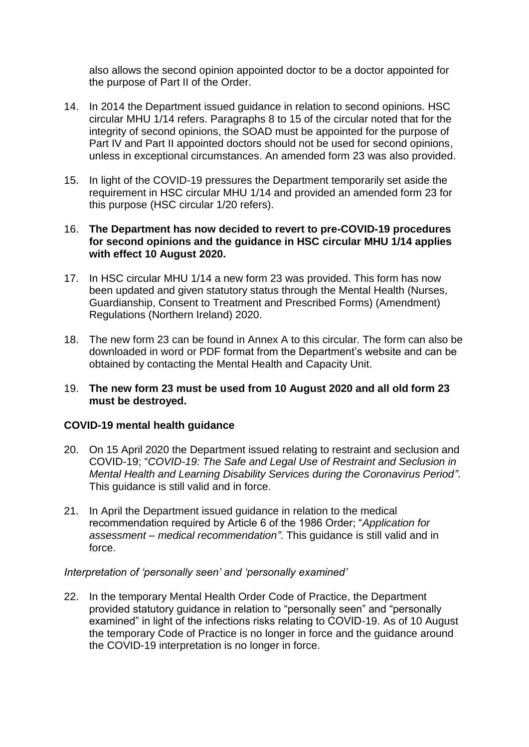also allows the second opinion appointed doctor to be a doctor appointed for the purpose of Part II of the Order.

14. In 2014 the Department issued guidance in relation to second opinions. HSC circular MHU 1/14 refers. Paragraphs 8 to 15 of the circular noted that for the integrity of second opinions, the SOAD must be appointed for the purpose of Part IV and Part II appointed doctors should not be used for second opinions, unless in exceptional circumstances. An amended form 23 was also provided.

15. In light of the COVID-19 pressures the Department temporarily set aside the requirement in HSC circular MHU 1/14 and provided an amended form 23 for this purpose (HSC circular 1/20 refers).

16. **The Department has now decided to revert to pre-COVID-19 procedures for second opinions and the guidance in HSC circular MHU 1/14 applies with effect 10 August 2020.**

17. In HSC circular MHU 1/14 a new form 23 was provided. This form has now been updated and given statutory status through the Mental Health (Nurses, Guardianship, Consent to Treatment and Prescribed Forms) (Amendment) Regulations (Northern Ireland) 2020.

18. The new form 23 can be found in Annex A to this circular. The form can also be downloaded in word or PDF format from the Department's website and can be obtained by contacting the Mental Health and Capacity Unit.

19. **The new form 23 must be used from 10 August 2020 and all old form 23 must be destroyed.**

### COVID-19 mental health guidance

20. On 15 April 2020 the Department issued relating to restraint and seclusion and COVID-19; "*COVID-19: The Safe and Legal Use of Restraint and Seclusion in Mental Health and Learning Disability Services during the Coronavirus Period"*. This guidance is still valid and in force.

21. In April the Department issued guidance in relation to the medical recommendation required by Article 6 of the 1986 Order; "*Application for assessment – medical recommendation"*. This guidance is still valid and in force.

*Interpretation of 'personally seen' and 'personally examined'*

22. In the temporary Mental Health Order Code of Practice, the Department provided statutory guidance in relation to "personally seen" and "personally examined" in light of the infections risks relating to COVID-19. As of 10 August the temporary Code of Practice is no longer in force and the guidance around the COVID-19 interpretation is no longer in force.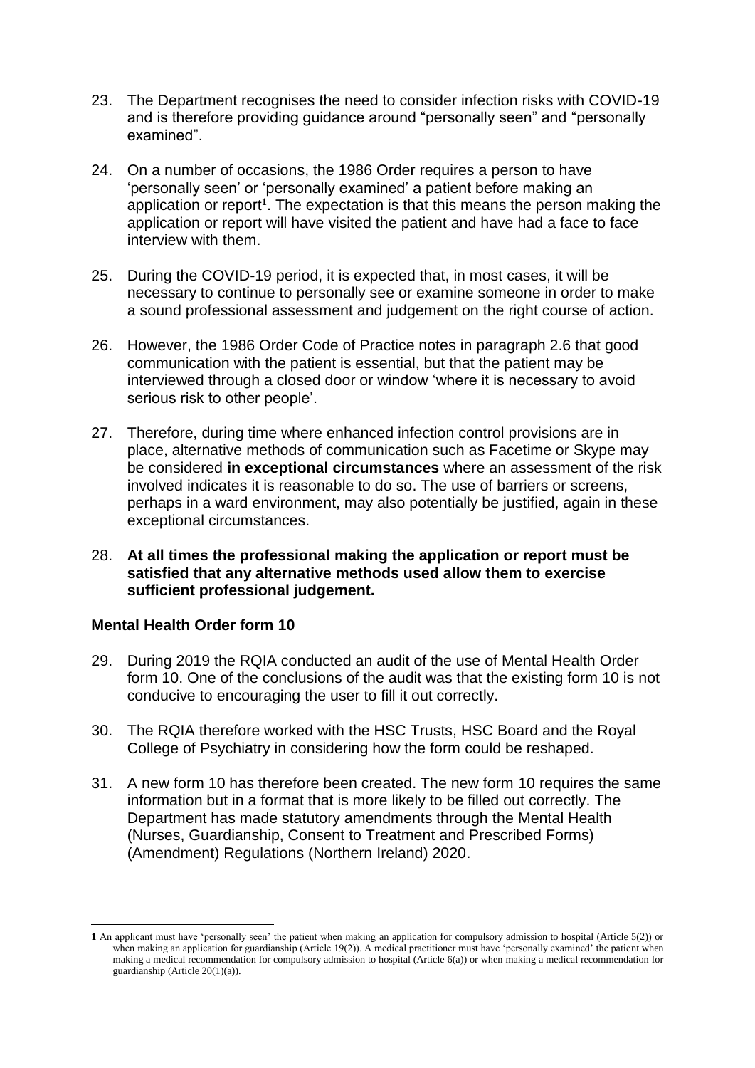23. The Department recognises the need to consider infection risks with COVID-19 and is therefore providing guidance around "personally seen" and "personally examined".

24. On a number of occasions, the 1986 Order requires a person to have 'personally seen' or 'personally examined' a patient before making an application or report[1]. The expectation is that this means the person making the application or report will have visited the patient and have had a face to face interview with them.

25. During the COVID-19 period, it is expected that, in most cases, it will be necessary to continue to personally see or examine someone in order to make a sound professional assessment and judgement on the right course of action.

26. However, the 1986 Order Code of Practice notes in paragraph 2.6 that good communication with the patient is essential, but that the patient may be interviewed through a closed door or window 'where it is necessary to avoid serious risk to other people'.

27. Therefore, during time where enhanced infection control provisions are in place, alternative methods of communication such as Facetime or Skype may be considered **in exceptional circumstances** where an assessment of the risk involved indicates it is reasonable to do so. The use of barriers or screens, perhaps in a ward environment, may also potentially be justified, again in these exceptional circumstances.

28. **At all times the professional making the application or report must be satisfied that any alternative methods used allow them to exercise sufficient professional judgement.**

### Mental Health Order form 10

29. During 2019 the RQIA conducted an audit of the use of Mental Health Order form 10. One of the conclusions of the audit was that the existing form 10 is not conducive to encouraging the user to fill it out correctly.

30. The RQIA therefore worked with the HSC Trusts, HSC Board and the Royal College of Psychiatry in considering how the form could be reshaped.

31. A new form 10 has therefore been created. The new form 10 requires the same information but in a format that is more likely to be filled out correctly. The Department has made statutory amendments through the Mental Health (Nurses, Guardianship, Consent to Treatment and Prescribed Forms) (Amendment) Regulations (Northern Ireland) 2020.

---

[1] An applicant must have 'personally seen' the patient when making an application for compulsory admission to hospital (Article 5(2)) or when making an application for guardianship (Article 19(2)). A medical practitioner must have 'personally examined' the patient when making a medical recommendation for compulsory admission to hospital (Article 6(a)) or when making a medical recommendation for guardianship (Article 20(1)(a)).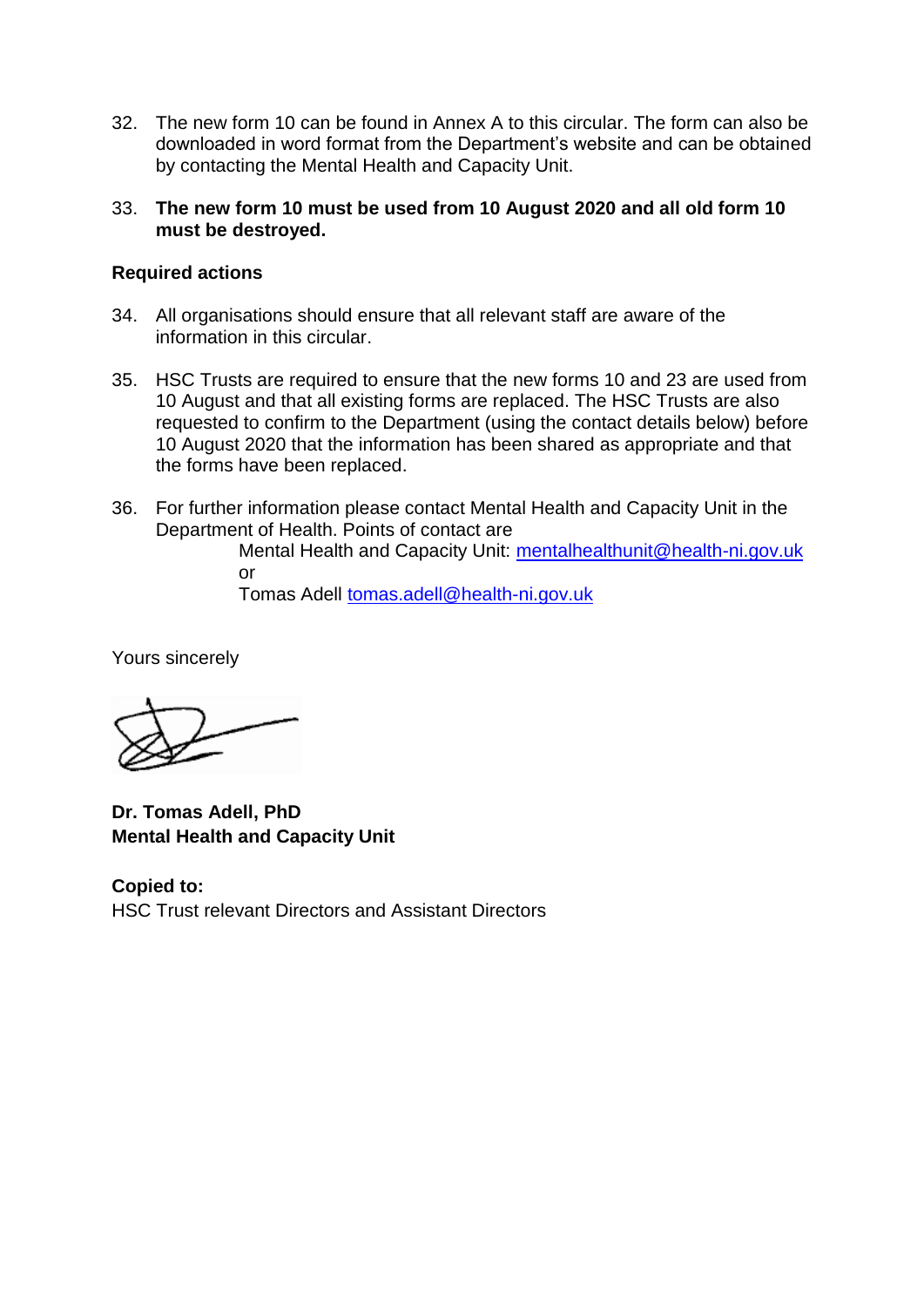32. The new form 10 can be found in Annex A to this circular. The form can also be downloaded in word format from the Department's website and can be obtained by contacting the Mental Health and Capacity Unit.

33. **The new form 10 must be used from 10 August 2020 and all old form 10 must be destroyed.**

**Required actions**

34. All organisations should ensure that all relevant staff are aware of the information in this circular.

35. HSC Trusts are required to ensure that the new forms 10 and 23 are used from 10 August and that all existing forms are replaced. The HSC Trusts are also requested to confirm to the Department (using the contact details below) before 10 August 2020 that the information has been shared as appropriate and that the forms have been replaced.

36. For further information please contact Mental Health and Capacity Unit in the Department of Health. Points of contact are

    Mental Health and Capacity Unit: mentalhealthunit@health-ni.gov.uk
    or
    Tomas Adell tomas.adell@health-ni.gov.uk

Yours sincerely

**Dr. Tomas Adell, PhD**
**Mental Health and Capacity Unit**

**Copied to:**
HSC Trust relevant Directors and Assistant Directors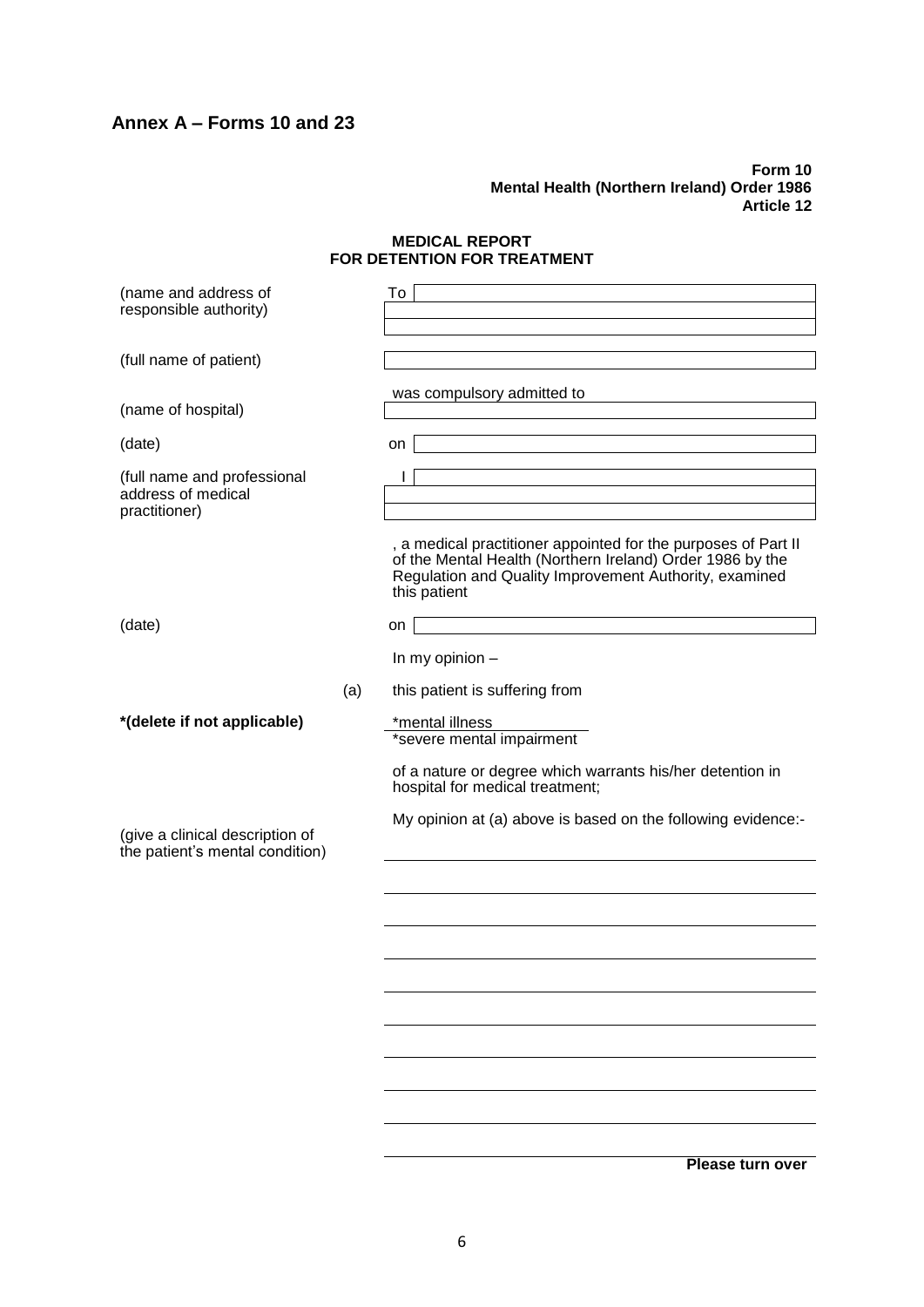## Annex A – Forms 10 and 23

**Form 10**
**Mental Health (Northern Ireland) Order 1986**
**Article 12**

**MEDICAL REPORT**
**FOR DETENTION FOR TREATMENT**

(name and address of responsible authority) To ____________________

(full name of patient) ____________________

was compulsory admitted to

(name of hospital) ____________________

(date) on ____________________

(full name and professional address of medical practitioner) I ____________________

, a medical practitioner appointed for the purposes of Part II of the Mental Health (Northern Ireland) Order 1986 by the Regulation and Quality Improvement Authority, examined this patient

(date) on ____________________

In my opinion –

(a) this patient is suffering from

**\*(delete if not applicable)**

\*mental illness
\*severe mental impairment

of a nature or degree which warrants his/her detention in hospital for medical treatment;

My opinion at (a) above is based on the following evidence:-

(give a clinical description of the patient's mental condition)

____________________

____________________

____________________

____________________

____________________

____________________

____________________

____________________

____________________

____________________

**Please turn over**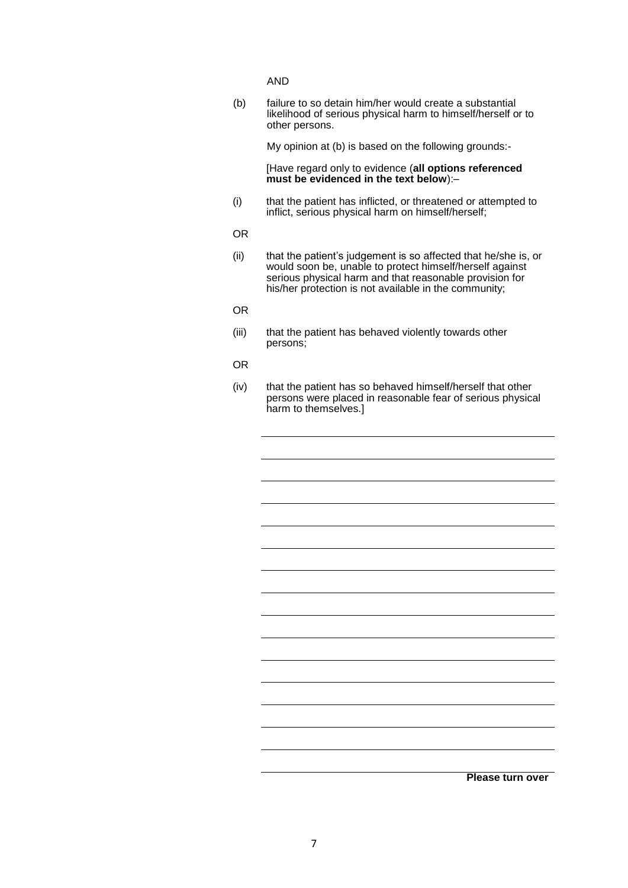AND

(b) failure to so detain him/her would create a substantial likelihood of serious physical harm to himself/herself or to other persons.

My opinion at (b) is based on the following grounds:-

[Have regard only to evidence (**all options referenced must be evidenced in the text below**):–

(i) that the patient has inflicted, or threatened or attempted to inflict, serious physical harm on himself/herself;

OR

(ii) that the patient's judgement is so affected that he/she is, or would soon be, unable to protect himself/herself against serious physical harm and that reasonable provision for his/her protection is not available in the community;

OR

(iii) that the patient has behaved violently towards other persons;

OR

(iv) that the patient has so behaved himself/herself that other persons were placed in reasonable fear of serious physical harm to themselves.]

\_\_\_\_\_\_\_\_\_\_\_\_\_\_\_\_\_\_\_\_\_\_\_\_\_\_\_\_\_\_\_\_\_\_\_\_\_\_\_\_\_\_\_\_

\_\_\_\_\_\_\_\_\_\_\_\_\_\_\_\_\_\_\_\_\_\_\_\_\_\_\_\_\_\_\_\_\_\_\_\_\_\_\_\_\_\_\_\_

\_\_\_\_\_\_\_\_\_\_\_\_\_\_\_\_\_\_\_\_\_\_\_\_\_\_\_\_\_\_\_\_\_\_\_\_\_\_\_\_\_\_\_\_

\_\_\_\_\_\_\_\_\_\_\_\_\_\_\_\_\_\_\_\_\_\_\_\_\_\_\_\_\_\_\_\_\_\_\_\_\_\_\_\_\_\_\_\_

\_\_\_\_\_\_\_\_\_\_\_\_\_\_\_\_\_\_\_\_\_\_\_\_\_\_\_\_\_\_\_\_\_\_\_\_\_\_\_\_\_\_\_\_

\_\_\_\_\_\_\_\_\_\_\_\_\_\_\_\_\_\_\_\_\_\_\_\_\_\_\_\_\_\_\_\_\_\_\_\_\_\_\_\_\_\_\_\_

\_\_\_\_\_\_\_\_\_\_\_\_\_\_\_\_\_\_\_\_\_\_\_\_\_\_\_\_\_\_\_\_\_\_\_\_\_\_\_\_\_\_\_\_

\_\_\_\_\_\_\_\_\_\_\_\_\_\_\_\_\_\_\_\_\_\_\_\_\_\_\_\_\_\_\_\_\_\_\_\_\_\_\_\_\_\_\_\_

\_\_\_\_\_\_\_\_\_\_\_\_\_\_\_\_\_\_\_\_\_\_\_\_\_\_\_\_\_\_\_\_\_\_\_\_\_\_\_\_\_\_\_\_

\_\_\_\_\_\_\_\_\_\_\_\_\_\_\_\_\_\_\_\_\_\_\_\_\_\_\_\_\_\_\_\_\_\_\_\_\_\_\_\_\_\_\_\_

\_\_\_\_\_\_\_\_\_\_\_\_\_\_\_\_\_\_\_\_\_\_\_\_\_\_\_\_\_\_\_\_\_\_\_\_\_\_\_\_\_\_\_\_

\_\_\_\_\_\_\_\_\_\_\_\_\_\_\_\_\_\_\_\_\_\_\_\_\_\_\_\_\_\_\_\_\_\_\_\_\_\_\_\_\_\_\_\_

\_\_\_\_\_\_\_\_\_\_\_\_\_\_\_\_\_\_\_\_\_\_\_\_\_\_\_\_\_\_\_\_\_\_\_\_\_\_\_\_\_\_\_\_

\_\_\_\_\_\_\_\_\_\_\_\_\_\_\_\_\_\_\_\_\_\_\_\_\_\_\_\_\_\_\_\_\_\_\_\_\_\_\_\_\_\_\_\_

\_\_\_\_\_\_\_\_\_\_\_\_\_\_\_\_\_\_\_\_\_\_\_\_\_\_\_\_\_\_\_\_\_\_\_\_\_\_\_\_\_\_\_\_

**Please turn over**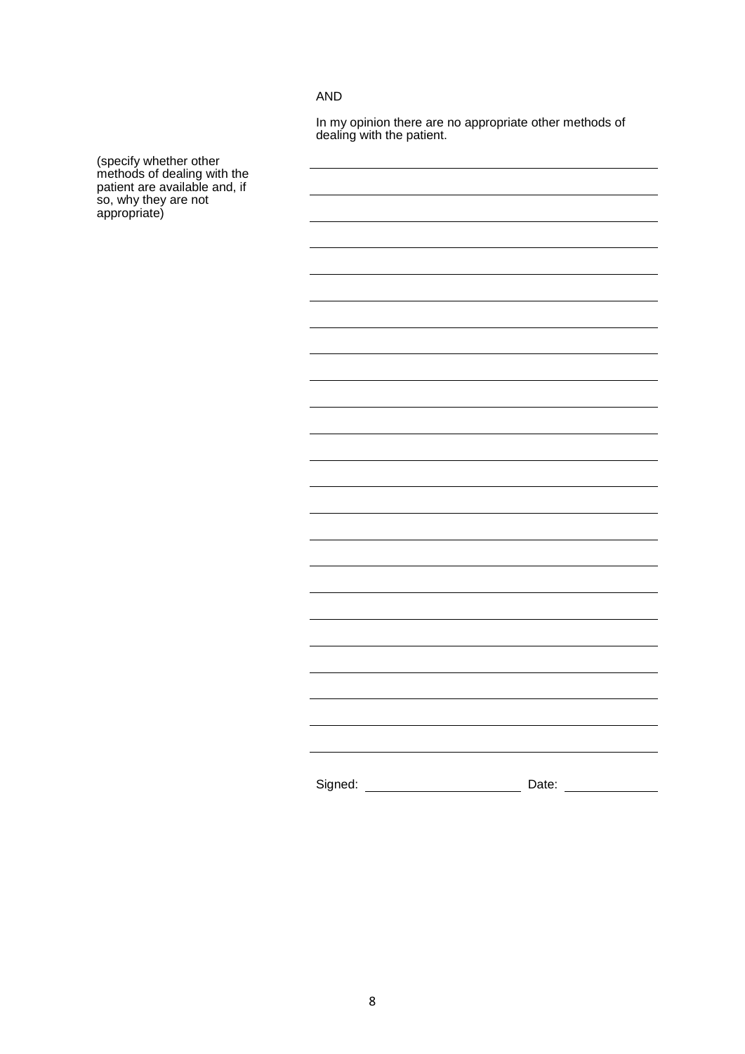AND

In my opinion there are no appropriate other methods of dealing with the patient.

(specify whether other methods of dealing with the patient are available and, if so, why they are not appropriate)

\_\_\_\_\_\_\_\_\_\_\_\_\_\_\_\_\_\_\_\_\_\_\_\_\_\_\_\_\_\_\_\_\_\_\_\_\_\_\_\_\_\_\_\_\_\_\_\_\_\_\_\_\_\_\_\_

\_\_\_\_\_\_\_\_\_\_\_\_\_\_\_\_\_\_\_\_\_\_\_\_\_\_\_\_\_\_\_\_\_\_\_\_\_\_\_\_\_\_\_\_\_\_\_\_\_\_\_\_\_\_\_\_

\_\_\_\_\_\_\_\_\_\_\_\_\_\_\_\_\_\_\_\_\_\_\_\_\_\_\_\_\_\_\_\_\_\_\_\_\_\_\_\_\_\_\_\_\_\_\_\_\_\_\_\_\_\_\_\_

\_\_\_\_\_\_\_\_\_\_\_\_\_\_\_\_\_\_\_\_\_\_\_\_\_\_\_\_\_\_\_\_\_\_\_\_\_\_\_\_\_\_\_\_\_\_\_\_\_\_\_\_\_\_\_\_

\_\_\_\_\_\_\_\_\_\_\_\_\_\_\_\_\_\_\_\_\_\_\_\_\_\_\_\_\_\_\_\_\_\_\_\_\_\_\_\_\_\_\_\_\_\_\_\_\_\_\_\_\_\_\_\_

\_\_\_\_\_\_\_\_\_\_\_\_\_\_\_\_\_\_\_\_\_\_\_\_\_\_\_\_\_\_\_\_\_\_\_\_\_\_\_\_\_\_\_\_\_\_\_\_\_\_\_\_\_\_\_\_

\_\_\_\_\_\_\_\_\_\_\_\_\_\_\_\_\_\_\_\_\_\_\_\_\_\_\_\_\_\_\_\_\_\_\_\_\_\_\_\_\_\_\_\_\_\_\_\_\_\_\_\_\_\_\_\_

\_\_\_\_\_\_\_\_\_\_\_\_\_\_\_\_\_\_\_\_\_\_\_\_\_\_\_\_\_\_\_\_\_\_\_\_\_\_\_\_\_\_\_\_\_\_\_\_\_\_\_\_\_\_\_\_

\_\_\_\_\_\_\_\_\_\_\_\_\_\_\_\_\_\_\_\_\_\_\_\_\_\_\_\_\_\_\_\_\_\_\_\_\_\_\_\_\_\_\_\_\_\_\_\_\_\_\_\_\_\_\_\_

\_\_\_\_\_\_\_\_\_\_\_\_\_\_\_\_\_\_\_\_\_\_\_\_\_\_\_\_\_\_\_\_\_\_\_\_\_\_\_\_\_\_\_\_\_\_\_\_\_\_\_\_\_\_\_\_

\_\_\_\_\_\_\_\_\_\_\_\_\_\_\_\_\_\_\_\_\_\_\_\_\_\_\_\_\_\_\_\_\_\_\_\_\_\_\_\_\_\_\_\_\_\_\_\_\_\_\_\_\_\_\_\_

\_\_\_\_\_\_\_\_\_\_\_\_\_\_\_\_\_\_\_\_\_\_\_\_\_\_\_\_\_\_\_\_\_\_\_\_\_\_\_\_\_\_\_\_\_\_\_\_\_\_\_\_\_\_\_\_

\_\_\_\_\_\_\_\_\_\_\_\_\_\_\_\_\_\_\_\_\_\_\_\_\_\_\_\_\_\_\_\_\_\_\_\_\_\_\_\_\_\_\_\_\_\_\_\_\_\_\_\_\_\_\_\_

\_\_\_\_\_\_\_\_\_\_\_\_\_\_\_\_\_\_\_\_\_\_\_\_\_\_\_\_\_\_\_\_\_\_\_\_\_\_\_\_\_\_\_\_\_\_\_\_\_\_\_\_\_\_\_\_

\_\_\_\_\_\_\_\_\_\_\_\_\_\_\_\_\_\_\_\_\_\_\_\_\_\_\_\_\_\_\_\_\_\_\_\_\_\_\_\_\_\_\_\_\_\_\_\_\_\_\_\_\_\_\_\_

\_\_\_\_\_\_\_\_\_\_\_\_\_\_\_\_\_\_\_\_\_\_\_\_\_\_\_\_\_\_\_\_\_\_\_\_\_\_\_\_\_\_\_\_\_\_\_\_\_\_\_\_\_\_\_\_

\_\_\_\_\_\_\_\_\_\_\_\_\_\_\_\_\_\_\_\_\_\_\_\_\_\_\_\_\_\_\_\_\_\_\_\_\_\_\_\_\_\_\_\_\_\_\_\_\_\_\_\_\_\_\_\_

\_\_\_\_\_\_\_\_\_\_\_\_\_\_\_\_\_\_\_\_\_\_\_\_\_\_\_\_\_\_\_\_\_\_\_\_\_\_\_\_\_\_\_\_\_\_\_\_\_\_\_\_\_\_\_\_

\_\_\_\_\_\_\_\_\_\_\_\_\_\_\_\_\_\_\_\_\_\_\_\_\_\_\_\_\_\_\_\_\_\_\_\_\_\_\_\_\_\_\_\_\_\_\_\_\_\_\_\_\_\_\_\_

\_\_\_\_\_\_\_\_\_\_\_\_\_\_\_\_\_\_\_\_\_\_\_\_\_\_\_\_\_\_\_\_\_\_\_\_\_\_\_\_\_\_\_\_\_\_\_\_\_\_\_\_\_\_\_\_

\_\_\_\_\_\_\_\_\_\_\_\_\_\_\_\_\_\_\_\_\_\_\_\_\_\_\_\_\_\_\_\_\_\_\_\_\_\_\_\_\_\_\_\_\_\_\_\_\_\_\_\_\_\_\_\_

\_\_\_\_\_\_\_\_\_\_\_\_\_\_\_\_\_\_\_\_\_\_\_\_\_\_\_\_\_\_\_\_\_\_\_\_\_\_\_\_\_\_\_\_\_\_\_\_\_\_\_\_\_\_\_\_

\_\_\_\_\_\_\_\_\_\_\_\_\_\_\_\_\_\_\_\_\_\_\_\_\_\_\_\_\_\_\_\_\_\_\_\_\_\_\_\_\_\_\_\_\_\_\_\_\_\_\_\_\_\_\_\_

Signed: \_\_\_\_\_\_\_\_\_\_\_\_\_\_\_\_\_\_\_\_\_\_\_\_ Date: \_\_\_\_\_\_\_\_\_\_\_\_\_\_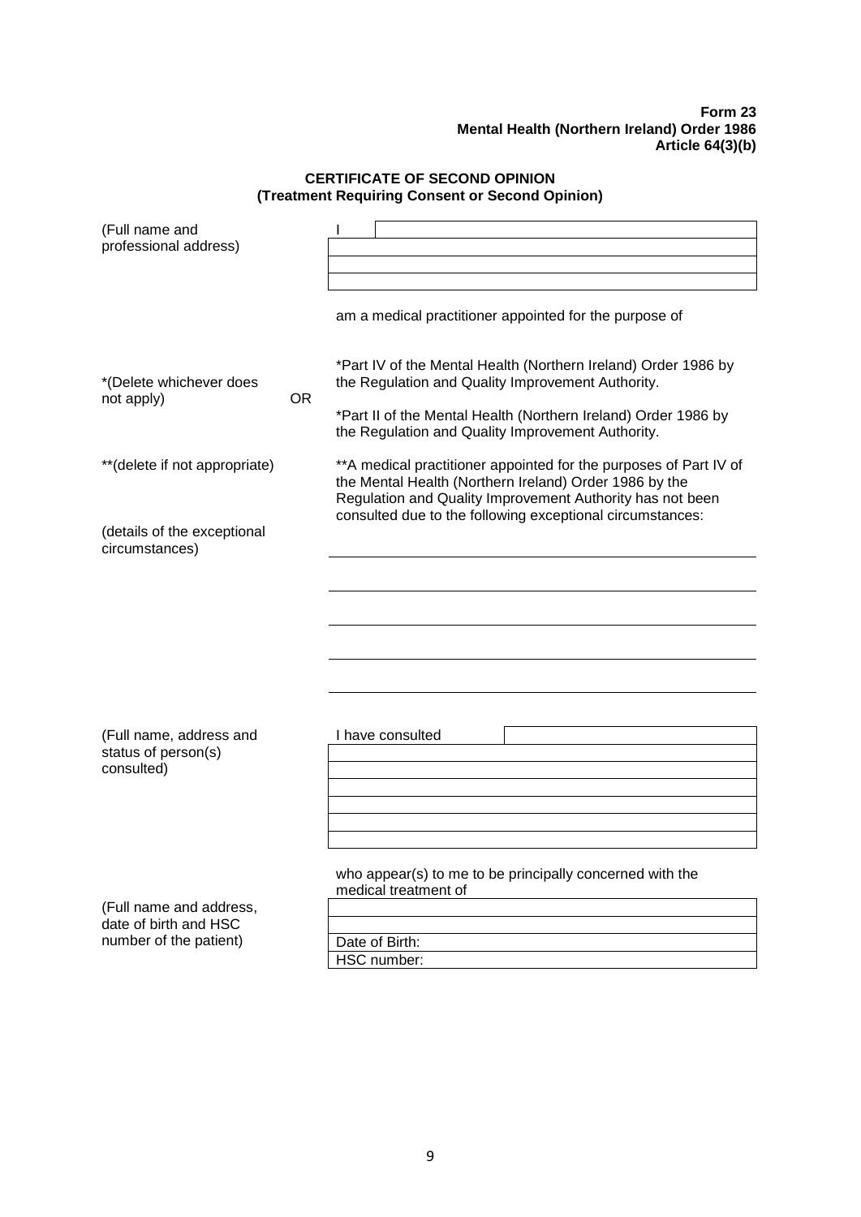**Form 23**
**Mental Health (Northern Ireland) Order 1986**
**Article 64(3)(b)**

## CERTIFICATE OF SECOND OPINION
### (Treatment Requiring Consent or Second Opinion)

| (Full name and professional address) | I |
|---|---|
| | |
| | |
| | |

am a medical practitioner appointed for the purpose of

*(Delete whichever does not apply)

*Part IV of the Mental Health (Northern Ireland) Order 1986 by the Regulation and Quality Improvement Authority.

OR

*Part II of the Mental Health (Northern Ireland) Order 1986 by the Regulation and Quality Improvement Authority.

**(delete if not appropriate)

**A medical practitioner appointed for the purposes of Part IV of the Mental Health (Northern Ireland) Order 1986 by the Regulation and Quality Improvement Authority has not been consulted due to the following exceptional circumstances:

(details of the exceptional circumstances)

_______________________________________________

_______________________________________________

_______________________________________________

_______________________________________________

_______________________________________________

| (Full name, address and status of person(s) consulted) | I have consulted |
|---|---|
| | |
| | |
| | |
| | |
| | |

who appear(s) to me to be principally concerned with the medical treatment of

| (Full name and address, date of birth and HSC number of the patient) | |
|---|---|
| | |
| | Date of Birth: |
| | HSC number: |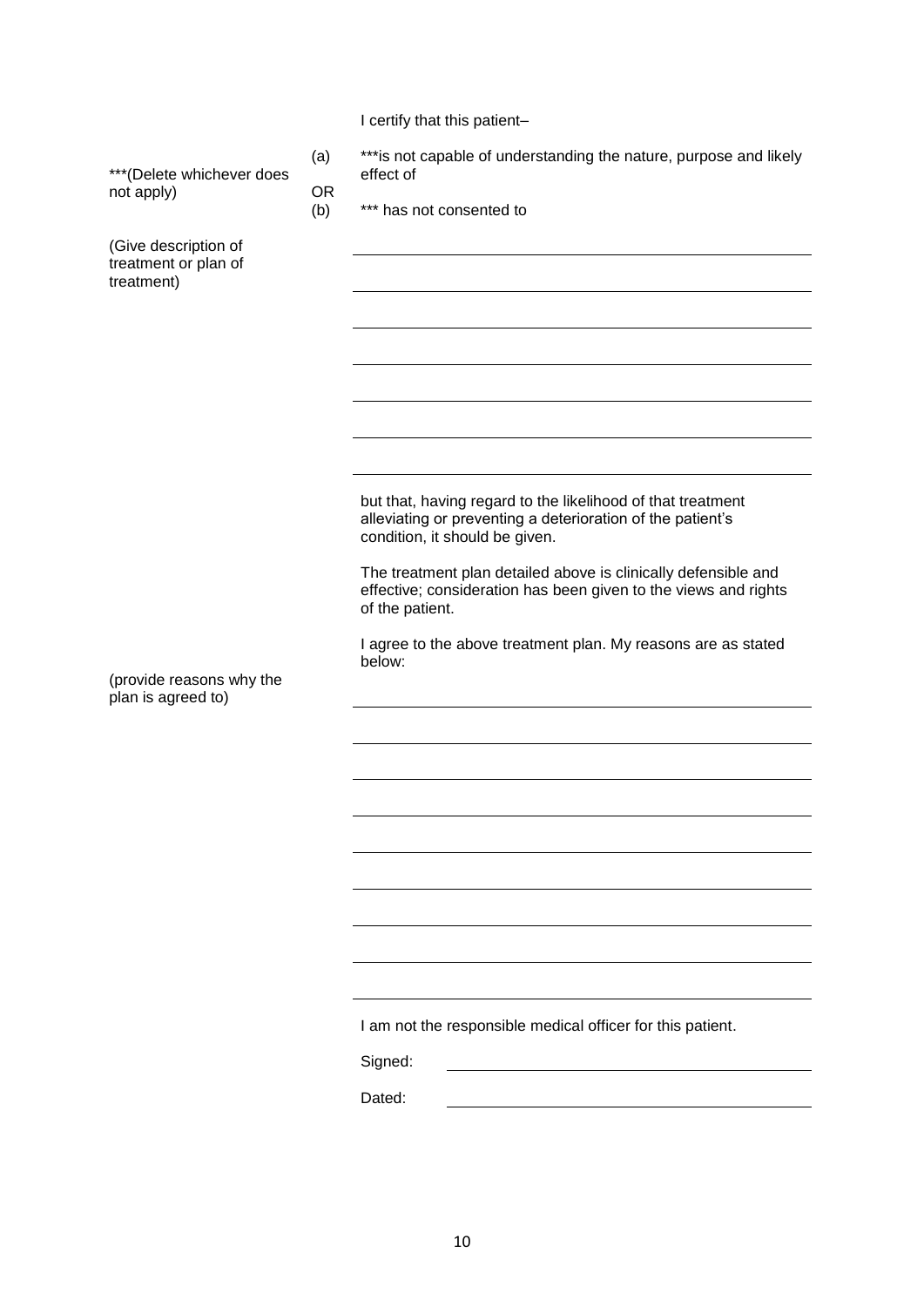I certify that this patient–

***(Delete whichever does not apply)

(a) ***is not capable of understanding the nature, purpose and likely effect of

OR

(b) *** has not consented to

(Give description of treatment or plan of treatment)

\_\_\_\_\_\_\_\_\_\_\_\_\_\_\_\_\_\_\_\_\_\_\_\_\_\_\_\_\_\_\_\_\_\_\_\_\_\_\_\_

\_\_\_\_\_\_\_\_\_\_\_\_\_\_\_\_\_\_\_\_\_\_\_\_\_\_\_\_\_\_\_\_\_\_\_\_\_\_\_\_

\_\_\_\_\_\_\_\_\_\_\_\_\_\_\_\_\_\_\_\_\_\_\_\_\_\_\_\_\_\_\_\_\_\_\_\_\_\_\_\_

\_\_\_\_\_\_\_\_\_\_\_\_\_\_\_\_\_\_\_\_\_\_\_\_\_\_\_\_\_\_\_\_\_\_\_\_\_\_\_\_

\_\_\_\_\_\_\_\_\_\_\_\_\_\_\_\_\_\_\_\_\_\_\_\_\_\_\_\_\_\_\_\_\_\_\_\_\_\_\_\_

\_\_\_\_\_\_\_\_\_\_\_\_\_\_\_\_\_\_\_\_\_\_\_\_\_\_\_\_\_\_\_\_\_\_\_\_\_\_\_\_

\_\_\_\_\_\_\_\_\_\_\_\_\_\_\_\_\_\_\_\_\_\_\_\_\_\_\_\_\_\_\_\_\_\_\_\_\_\_\_\_

but that, having regard to the likelihood of that treatment alleviating or preventing a deterioration of the patient's condition, it should be given.

The treatment plan detailed above is clinically defensible and effective; consideration has been given to the views and rights of the patient.

I agree to the above treatment plan. My reasons are as stated below:

(provide reasons why the plan is agreed to)

\_\_\_\_\_\_\_\_\_\_\_\_\_\_\_\_\_\_\_\_\_\_\_\_\_\_\_\_\_\_\_\_\_\_\_\_\_\_\_\_

\_\_\_\_\_\_\_\_\_\_\_\_\_\_\_\_\_\_\_\_\_\_\_\_\_\_\_\_\_\_\_\_\_\_\_\_\_\_\_\_

\_\_\_\_\_\_\_\_\_\_\_\_\_\_\_\_\_\_\_\_\_\_\_\_\_\_\_\_\_\_\_\_\_\_\_\_\_\_\_\_

\_\_\_\_\_\_\_\_\_\_\_\_\_\_\_\_\_\_\_\_\_\_\_\_\_\_\_\_\_\_\_\_\_\_\_\_\_\_\_\_

\_\_\_\_\_\_\_\_\_\_\_\_\_\_\_\_\_\_\_\_\_\_\_\_\_\_\_\_\_\_\_\_\_\_\_\_\_\_\_\_

\_\_\_\_\_\_\_\_\_\_\_\_\_\_\_\_\_\_\_\_\_\_\_\_\_\_\_\_\_\_\_\_\_\_\_\_\_\_\_\_

\_\_\_\_\_\_\_\_\_\_\_\_\_\_\_\_\_\_\_\_\_\_\_\_\_\_\_\_\_\_\_\_\_\_\_\_\_\_\_\_

\_\_\_\_\_\_\_\_\_\_\_\_\_\_\_\_\_\_\_\_\_\_\_\_\_\_\_\_\_\_\_\_\_\_\_\_\_\_\_\_

\_\_\_\_\_\_\_\_\_\_\_\_\_\_\_\_\_\_\_\_\_\_\_\_\_\_\_\_\_\_\_\_\_\_\_\_\_\_\_\_

I am not the responsible medical officer for this patient.

Signed: \_\_\_\_\_\_\_\_\_\_\_\_\_\_\_\_\_\_\_\_\_\_\_\_\_\_\_\_\_\_\_\_

Dated: \_\_\_\_\_\_\_\_\_\_\_\_\_\_\_\_\_\_\_\_\_\_\_\_\_\_\_\_\_\_\_\_